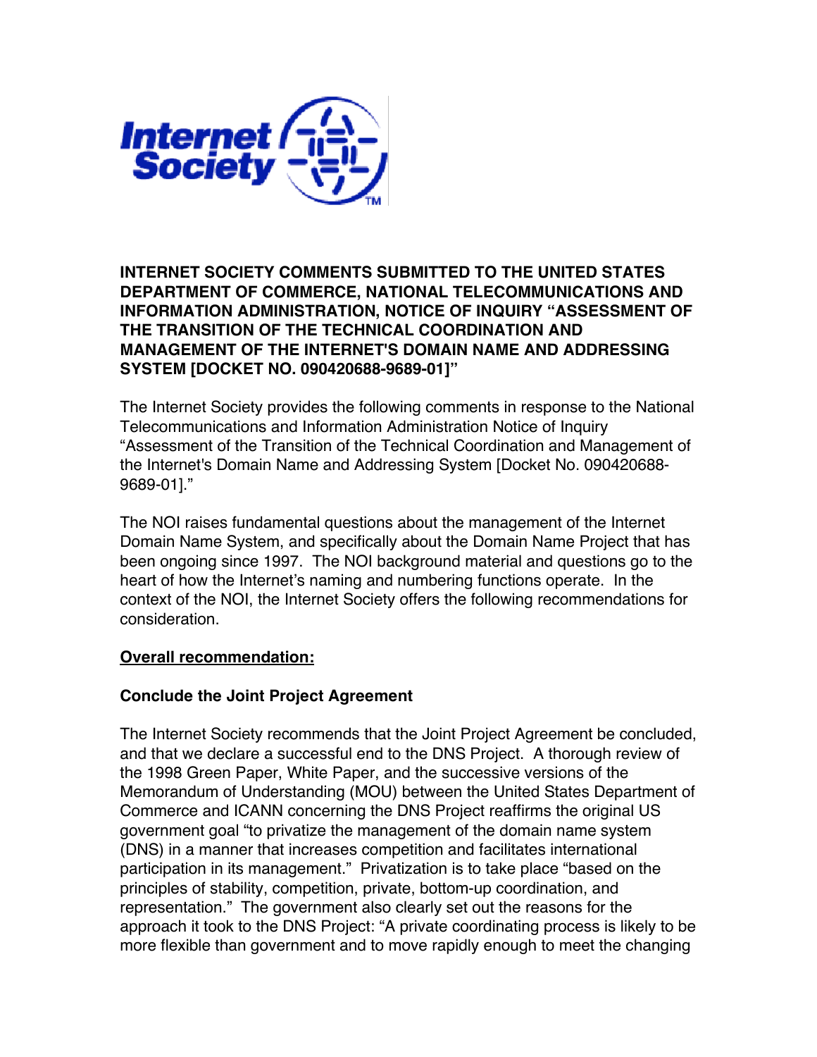**INTERNET SOCIETY COMMENTS SUBMITTED TO THE UNITED STATES DEPARTMENT OF COMMERCE, NATIONAL TELECOMMUNICATIONS AND INFORMATION ADMINISTRATION, NOTICE OF INQUIRY "ASSESSMENT OF THE TRANSITION OF THE TECHNICAL COORDINATION AND MANAGEMENT OF THE INTERNET'S DOMAIN NAME AND ADDRESSING SYSTEM [DOCKET NO. 090420688-9689-01]"**

The Internet Society provides the following comments in response to the National Telecommunications and Information Administration Notice of Inquiry "Assessment of the Transition of the Technical Coordination and Management of the Internet's Domain Name and Addressing System [Docket No. 090420688-9689-01]."

The NOI raises fundamental questions about the management of the Internet Domain Name System, and specifically about the Domain Name Project that has been ongoing since 1997. The NOI background material and questions go to the heart of how the Internet's naming and numbering functions operate. In the context of the NOI, the Internet Society offers the following recommendations for consideration.

**Overall recommendation:**

**Conclude the Joint Project Agreement**

The Internet Society recommends that the Joint Project Agreement be concluded, and that we declare a successful end to the DNS Project. A thorough review of the 1998 Green Paper, White Paper, and the successive versions of the Memorandum of Understanding (MOU) between the United States Department of Commerce and ICANN concerning the DNS Project reaffirms the original US government goal "to privatize the management of the domain name system (DNS) in a manner that increases competition and facilitates international participation in its management." Privatization is to take place "based on the principles of stability, competition, private, bottom-up coordination, and representation." The government also clearly set out the reasons for the approach it took to the DNS Project: "A private coordinating process is likely to be more flexible than government and to move rapidly enough to meet the changing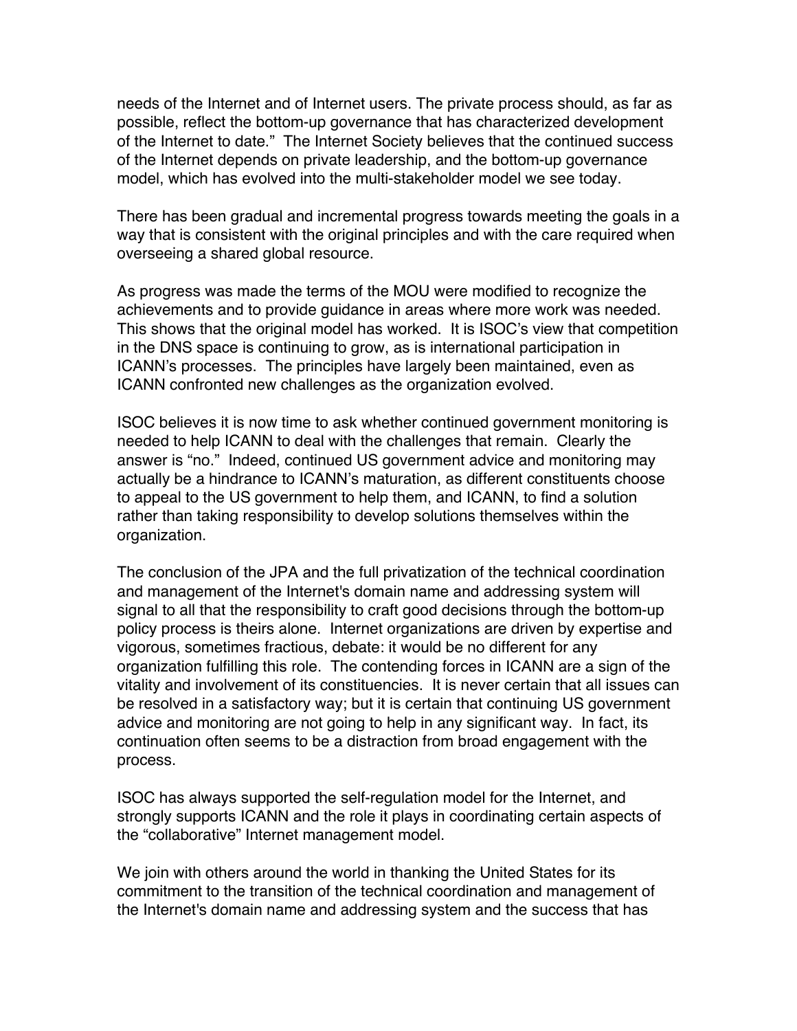needs of the Internet and of Internet users. The private process should, as far as possible, reflect the bottom-up governance that has characterized development of the Internet to date." The Internet Society believes that the continued success of the Internet depends on private leadership, and the bottom-up governance model, which has evolved into the multi-stakeholder model we see today.

There has been gradual and incremental progress towards meeting the goals in a way that is consistent with the original principles and with the care required when overseeing a shared global resource.

As progress was made the terms of the MOU were modified to recognize the achievements and to provide guidance in areas where more work was needed. This shows that the original model has worked. It is ISOC's view that competition in the DNS space is continuing to grow, as is international participation in ICANN's processes. The principles have largely been maintained, even as ICANN confronted new challenges as the organization evolved.

ISOC believes it is now time to ask whether continued government monitoring is needed to help ICANN to deal with the challenges that remain. Clearly the answer is "no." Indeed, continued US government advice and monitoring may actually be a hindrance to ICANN's maturation, as different constituents choose to appeal to the US government to help them, and ICANN, to find a solution rather than taking responsibility to develop solutions themselves within the organization.

The conclusion of the JPA and the full privatization of the technical coordination and management of the Internet's domain name and addressing system will signal to all that the responsibility to craft good decisions through the bottom-up policy process is theirs alone. Internet organizations are driven by expertise and vigorous, sometimes fractious, debate: it would be no different for any organization fulfilling this role. The contending forces in ICANN are a sign of the vitality and involvement of its constituencies. It is never certain that all issues can be resolved in a satisfactory way; but it is certain that continuing US government advice and monitoring are not going to help in any significant way. In fact, its continuation often seems to be a distraction from broad engagement with the process.

ISOC has always supported the self-regulation model for the Internet, and strongly supports ICANN and the role it plays in coordinating certain aspects of the "collaborative" Internet management model.

We join with others around the world in thanking the United States for its commitment to the transition of the technical coordination and management of the Internet's domain name and addressing system and the success that has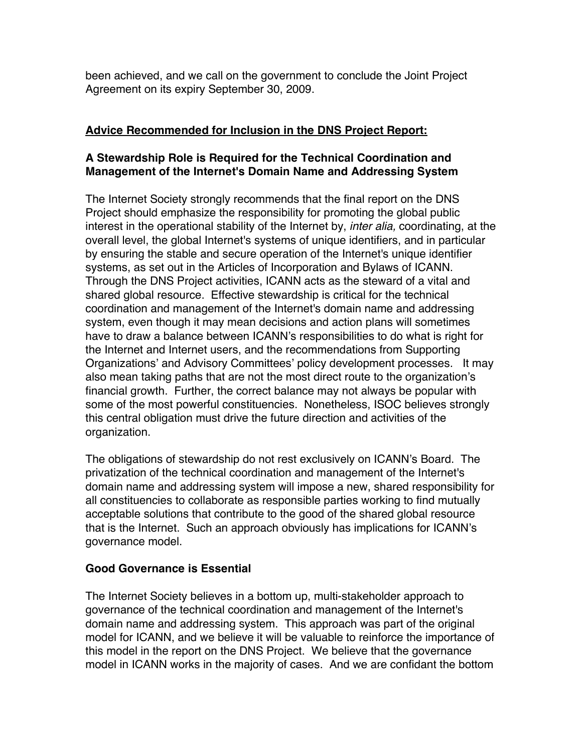been achieved, and we call on the government to conclude the Joint Project Agreement on its expiry September 30, 2009.

## Advice Recommended for Inclusion in the DNS Project Report:

### A Stewardship Role is Required for the Technical Coordination and Management of the Internet's Domain Name and Addressing System

The Internet Society strongly recommends that the final report on the DNS Project should emphasize the responsibility for promoting the global public interest in the operational stability of the Internet by, *inter alia,* coordinating, at the overall level, the global Internet's systems of unique identifiers, and in particular by ensuring the stable and secure operation of the Internet's unique identifier systems, as set out in the Articles of Incorporation and Bylaws of ICANN. Through the DNS Project activities, ICANN acts as the steward of a vital and shared global resource. Effective stewardship is critical for the technical coordination and management of the Internet's domain name and addressing system, even though it may mean decisions and action plans will sometimes have to draw a balance between ICANN's responsibilities to do what is right for the Internet and Internet users, and the recommendations from Supporting Organizations' and Advisory Committees' policy development processes. It may also mean taking paths that are not the most direct route to the organization's financial growth. Further, the correct balance may not always be popular with some of the most powerful constituencies. Nonetheless, ISOC believes strongly this central obligation must drive the future direction and activities of the organization.

The obligations of stewardship do not rest exclusively on ICANN's Board. The privatization of the technical coordination and management of the Internet's domain name and addressing system will impose a new, shared responsibility for all constituencies to collaborate as responsible parties working to find mutually acceptable solutions that contribute to the good of the shared global resource that is the Internet. Such an approach obviously has implications for ICANN's governance model.

### Good Governance is Essential

The Internet Society believes in a bottom up, multi-stakeholder approach to governance of the technical coordination and management of the Internet's domain name and addressing system. This approach was part of the original model for ICANN, and we believe it will be valuable to reinforce the importance of this model in the report on the DNS Project. We believe that the governance model in ICANN works in the majority of cases. And we are confidant the bottom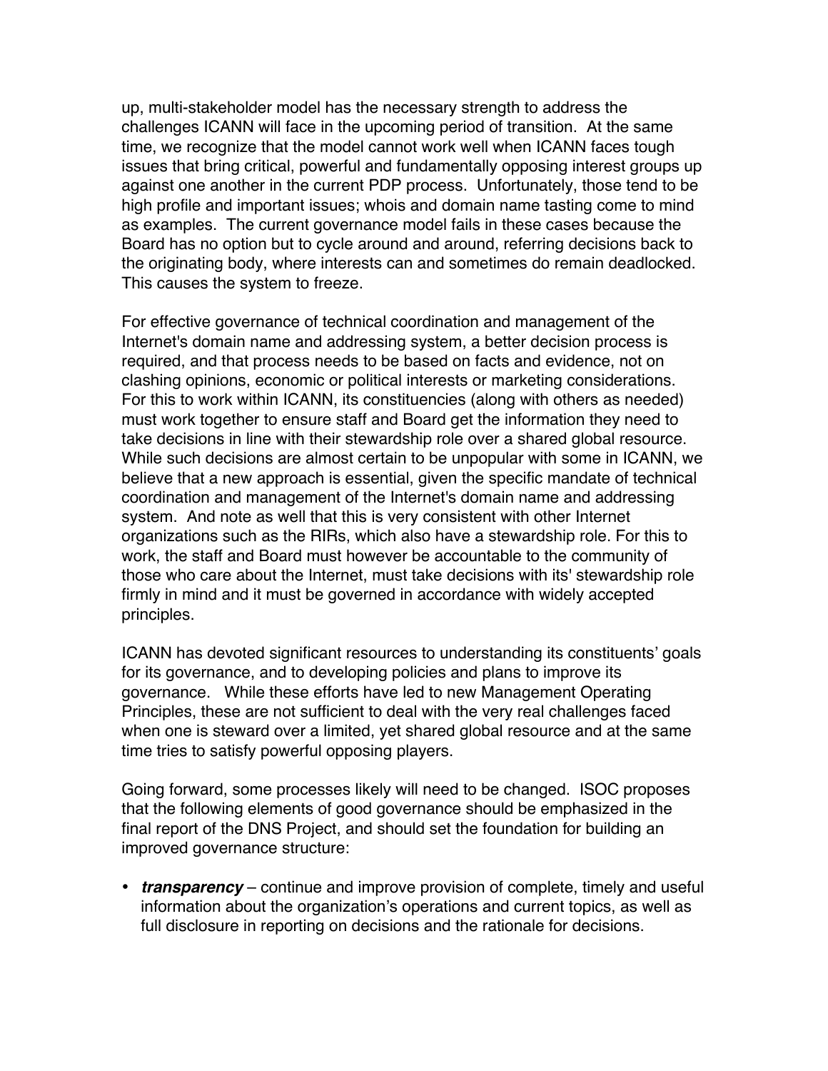up, multi-stakeholder model has the necessary strength to address the challenges ICANN will face in the upcoming period of transition. At the same time, we recognize that the model cannot work well when ICANN faces tough issues that bring critical, powerful and fundamentally opposing interest groups up against one another in the current PDP process. Unfortunately, those tend to be high profile and important issues; whois and domain name tasting come to mind as examples. The current governance model fails in these cases because the Board has no option but to cycle around and around, referring decisions back to the originating body, where interests can and sometimes do remain deadlocked. This causes the system to freeze.

For effective governance of technical coordination and management of the Internet's domain name and addressing system, a better decision process is required, and that process needs to be based on facts and evidence, not on clashing opinions, economic or political interests or marketing considerations. For this to work within ICANN, its constituencies (along with others as needed) must work together to ensure staff and Board get the information they need to take decisions in line with their stewardship role over a shared global resource. While such decisions are almost certain to be unpopular with some in ICANN, we believe that a new approach is essential, given the specific mandate of technical coordination and management of the Internet's domain name and addressing system. And note as well that this is very consistent with other Internet organizations such as the RIRs, which also have a stewardship role. For this to work, the staff and Board must however be accountable to the community of those who care about the Internet, must take decisions with its' stewardship role firmly in mind and it must be governed in accordance with widely accepted principles.

ICANN has devoted significant resources to understanding its constituents' goals for its governance, and to developing policies and plans to improve its governance. While these efforts have led to new Management Operating Principles, these are not sufficient to deal with the very real challenges faced when one is steward over a limited, yet shared global resource and at the same time tries to satisfy powerful opposing players.

Going forward, some processes likely will need to be changed. ISOC proposes that the following elements of good governance should be emphasized in the final report of the DNS Project, and should set the foundation for building an improved governance structure:

- ***transparency*** – continue and improve provision of complete, timely and useful information about the organization's operations and current topics, as well as full disclosure in reporting on decisions and the rationale for decisions.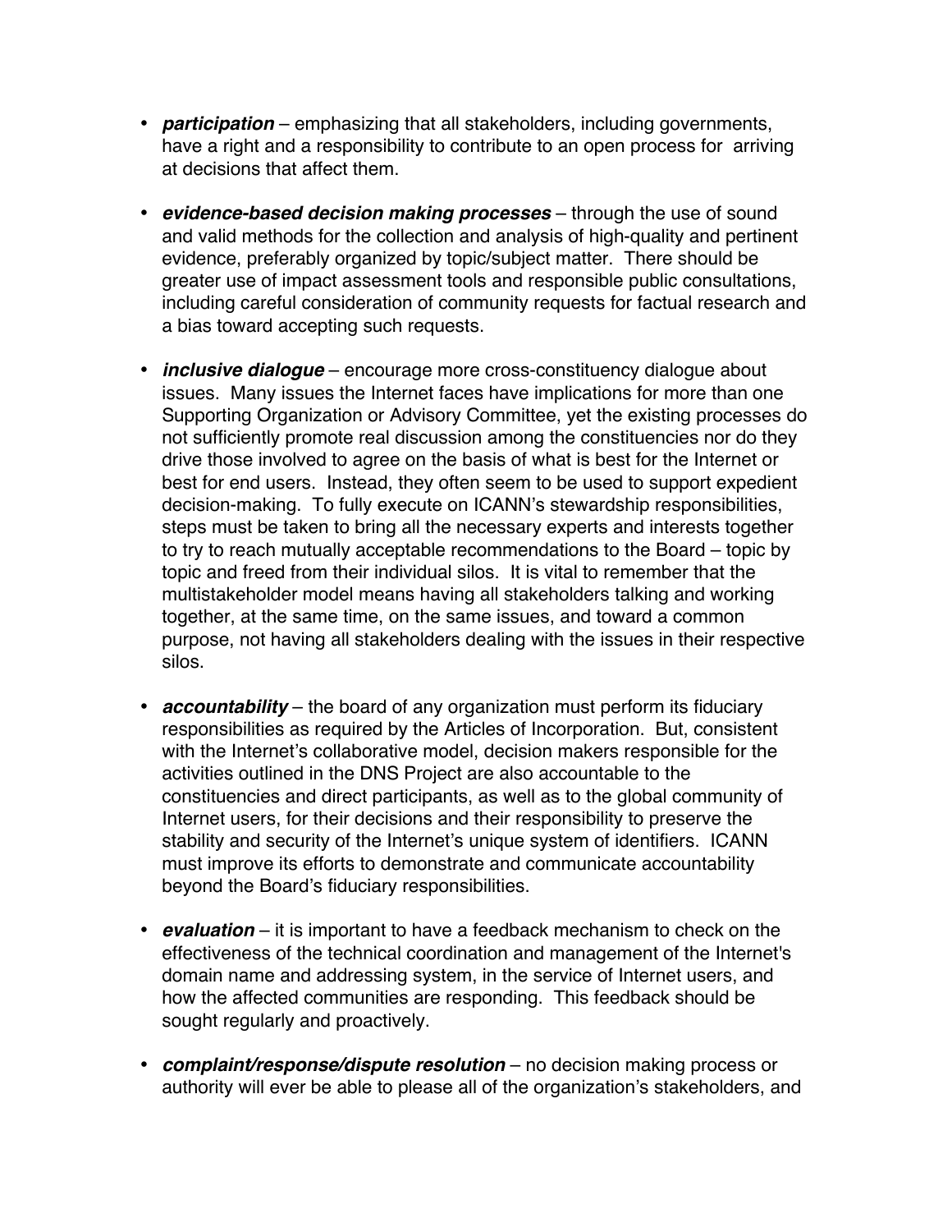- ***participation*** – emphasizing that all stakeholders, including governments, have a right and a responsibility to contribute to an open process for arriving at decisions that affect them.

- ***evidence-based decision making processes*** – through the use of sound and valid methods for the collection and analysis of high-quality and pertinent evidence, preferably organized by topic/subject matter. There should be greater use of impact assessment tools and responsible public consultations, including careful consideration of community requests for factual research and a bias toward accepting such requests.

- ***inclusive dialogue*** – encourage more cross-constituency dialogue about issues. Many issues the Internet faces have implications for more than one Supporting Organization or Advisory Committee, yet the existing processes do not sufficiently promote real discussion among the constituencies nor do they drive those involved to agree on the basis of what is best for the Internet or best for end users. Instead, they often seem to be used to support expedient decision-making. To fully execute on ICANN's stewardship responsibilities, steps must be taken to bring all the necessary experts and interests together to try to reach mutually acceptable recommendations to the Board – topic by topic and freed from their individual silos. It is vital to remember that the multistakeholder model means having all stakeholders talking and working together, at the same time, on the same issues, and toward a common purpose, not having all stakeholders dealing with the issues in their respective silos.

- ***accountability*** – the board of any organization must perform its fiduciary responsibilities as required by the Articles of Incorporation. But, consistent with the Internet's collaborative model, decision makers responsible for the activities outlined in the DNS Project are also accountable to the constituencies and direct participants, as well as to the global community of Internet users, for their decisions and their responsibility to preserve the stability and security of the Internet's unique system of identifiers. ICANN must improve its efforts to demonstrate and communicate accountability beyond the Board's fiduciary responsibilities.

- ***evaluation*** – it is important to have a feedback mechanism to check on the effectiveness of the technical coordination and management of the Internet's domain name and addressing system, in the service of Internet users, and how the affected communities are responding. This feedback should be sought regularly and proactively.

- ***complaint/response/dispute resolution*** – no decision making process or authority will ever be able to please all of the organization's stakeholders, and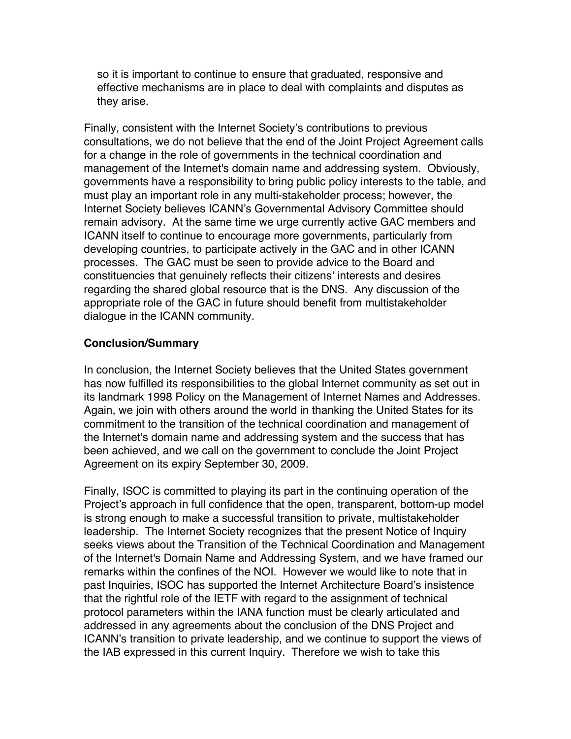so it is important to continue to ensure that graduated, responsive and effective mechanisms are in place to deal with complaints and disputes as they arise.

Finally, consistent with the Internet Society's contributions to previous consultations, we do not believe that the end of the Joint Project Agreement calls for a change in the role of governments in the technical coordination and management of the Internet's domain name and addressing system. Obviously, governments have a responsibility to bring public policy interests to the table, and must play an important role in any multi-stakeholder process; however, the Internet Society believes ICANN's Governmental Advisory Committee should remain advisory. At the same time we urge currently active GAC members and ICANN itself to continue to encourage more governments, particularly from developing countries, to participate actively in the GAC and in other ICANN processes. The GAC must be seen to provide advice to the Board and constituencies that genuinely reflects their citizens' interests and desires regarding the shared global resource that is the DNS. Any discussion of the appropriate role of the GAC in future should benefit from multistakeholder dialogue in the ICANN community.

**Conclusion/Summary**

In conclusion, the Internet Society believes that the United States government has now fulfilled its responsibilities to the global Internet community as set out in its landmark 1998 Policy on the Management of Internet Names and Addresses. Again, we join with others around the world in thanking the United States for its commitment to the transition of the technical coordination and management of the Internet's domain name and addressing system and the success that has been achieved, and we call on the government to conclude the Joint Project Agreement on its expiry September 30, 2009.

Finally, ISOC is committed to playing its part in the continuing operation of the Project's approach in full confidence that the open, transparent, bottom-up model is strong enough to make a successful transition to private, multistakeholder leadership. The Internet Society recognizes that the present Notice of Inquiry seeks views about the Transition of the Technical Coordination and Management of the Internet's Domain Name and Addressing System, and we have framed our remarks within the confines of the NOI. However we would like to note that in past Inquiries, ISOC has supported the Internet Architecture Board's insistence that the rightful role of the IETF with regard to the assignment of technical protocol parameters within the IANA function must be clearly articulated and addressed in any agreements about the conclusion of the DNS Project and ICANN's transition to private leadership, and we continue to support the views of the IAB expressed in this current Inquiry. Therefore we wish to take this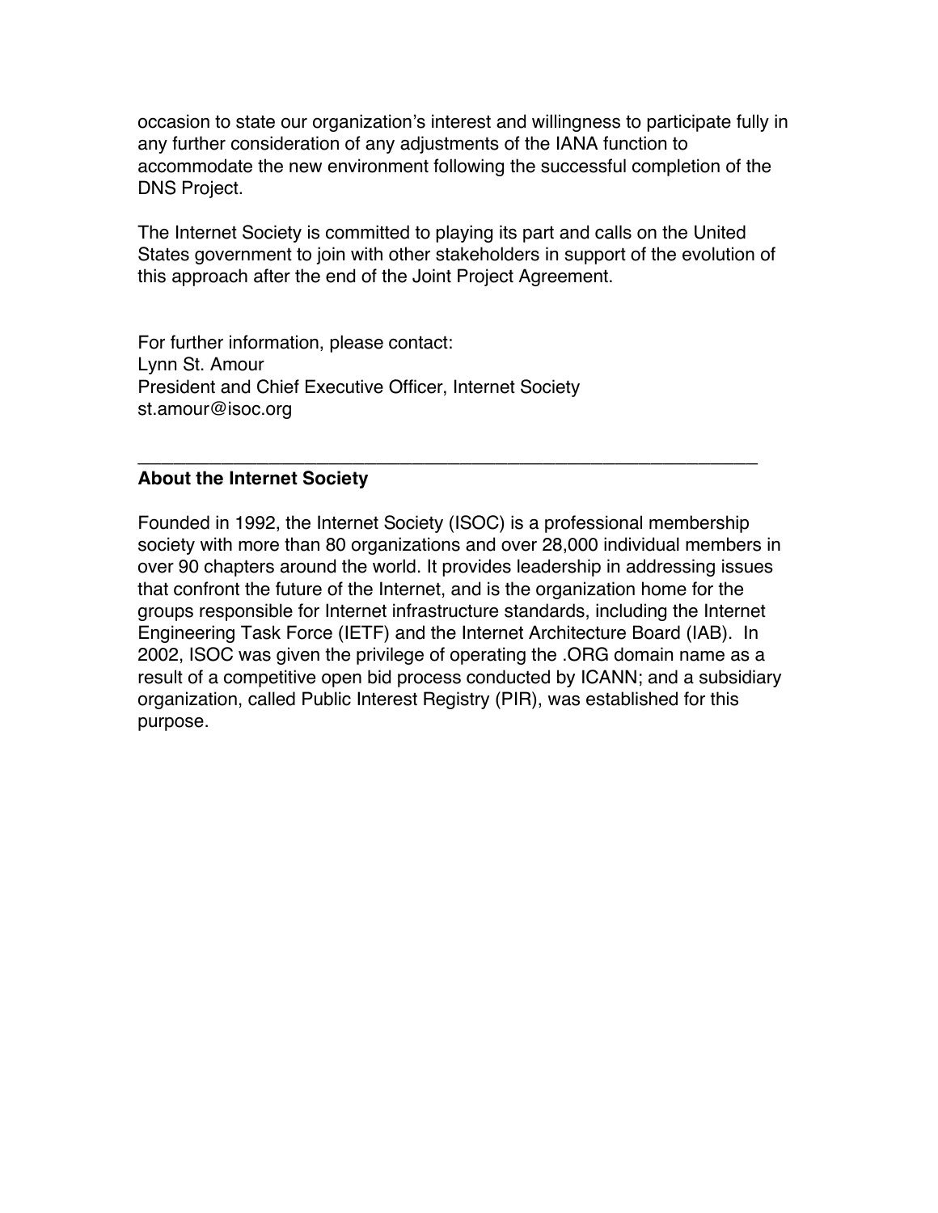occasion to state our organization's interest and willingness to participate fully in any further consideration of any adjustments of the IANA function to accommodate the new environment following the successful completion of the DNS Project.

The Internet Society is committed to playing its part and calls on the United States government to join with other stakeholders in support of the evolution of this approach after the end of the Joint Project Agreement.

For further information, please contact:
Lynn St. Amour
President and Chief Executive Officer, Internet Society
st.amour@isoc.org

---

**About the Internet Society**

Founded in 1992, the Internet Society (ISOC) is a professional membership society with more than 80 organizations and over 28,000 individual members in over 90 chapters around the world. It provides leadership in addressing issues that confront the future of the Internet, and is the organization home for the groups responsible for Internet infrastructure standards, including the Internet Engineering Task Force (IETF) and the Internet Architecture Board (IAB). In 2002, ISOC was given the privilege of operating the .ORG domain name as a result of a competitive open bid process conducted by ICANN; and a subsidiary organization, called Public Interest Registry (PIR), was established for this purpose.